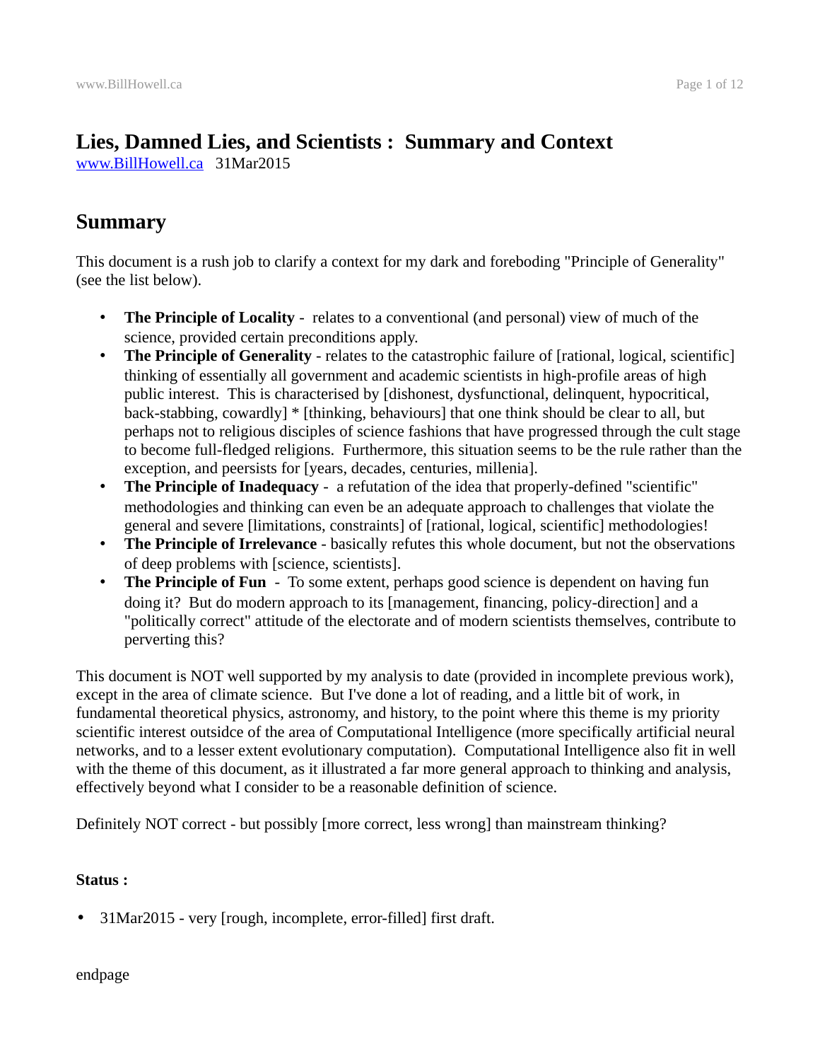# Lies, Damned Lies, and Scientists : Summary and Context

www.BillHowell.ca 31Mar2015

## Summary

This document is a rush job to clarify a context for my dark and foreboding "Principle of Generality" (see the list below).

- **The Principle of Locality** - relates to a conventional (and personal) view of much of the science, provided certain preconditions apply.
- **The Principle of Generality** - relates to the catastrophic failure of [rational, logical, scientific] thinking of essentially all government and academic scientists in high-profile areas of high public interest. This is characterised by [dishonest, dysfunctional, delinquent, hypocritical, back-stabbing, cowardly] * [thinking, behaviours] that one think should be clear to all, but perhaps not to religious disciples of science fashions that have progressed through the cult stage to become full-fledged religions. Furthermore, this situation seems to be the rule rather than the exception, and peersists for [years, decades, centuries, millenia].
- **The Principle of Inadequacy** - a refutation of the idea that properly-defined "scientific" methodologies and thinking can even be an adequate approach to challenges that violate the general and severe [limitations, constraints] of [rational, logical, scientific] methodologies!
- **The Principle of Irrelevance** - basically refutes this whole document, but not the observations of deep problems with [science, scientists].
- **The Principle of Fun** - To some extent, perhaps good science is dependent on having fun doing it? But do modern approach to its [management, financing, policy-direction] and a "politically correct" attitude of the electorate and of modern scientists themselves, contribute to perverting this?

This document is NOT well supported by my analysis to date (provided in incomplete previous work), except in the area of climate science. But I've done a lot of reading, and a little bit of work, in fundamental theoretical physics, astronomy, and history, to the point where this theme is my priority scientific interest outsidce of the area of Computational Intelligence (more specifically artificial neural networks, and to a lesser extent evolutionary computation). Computational Intelligence also fit in well with the theme of this document, as it illustrated a far more general approach to thinking and analysis, effectively beyond what I consider to be a reasonable definition of science.

Definitely NOT correct - but possibly [more correct, less wrong] than mainstream thinking?

**Status :**

- 31Mar2015 - very [rough, incomplete, error-filled] first draft.

endpage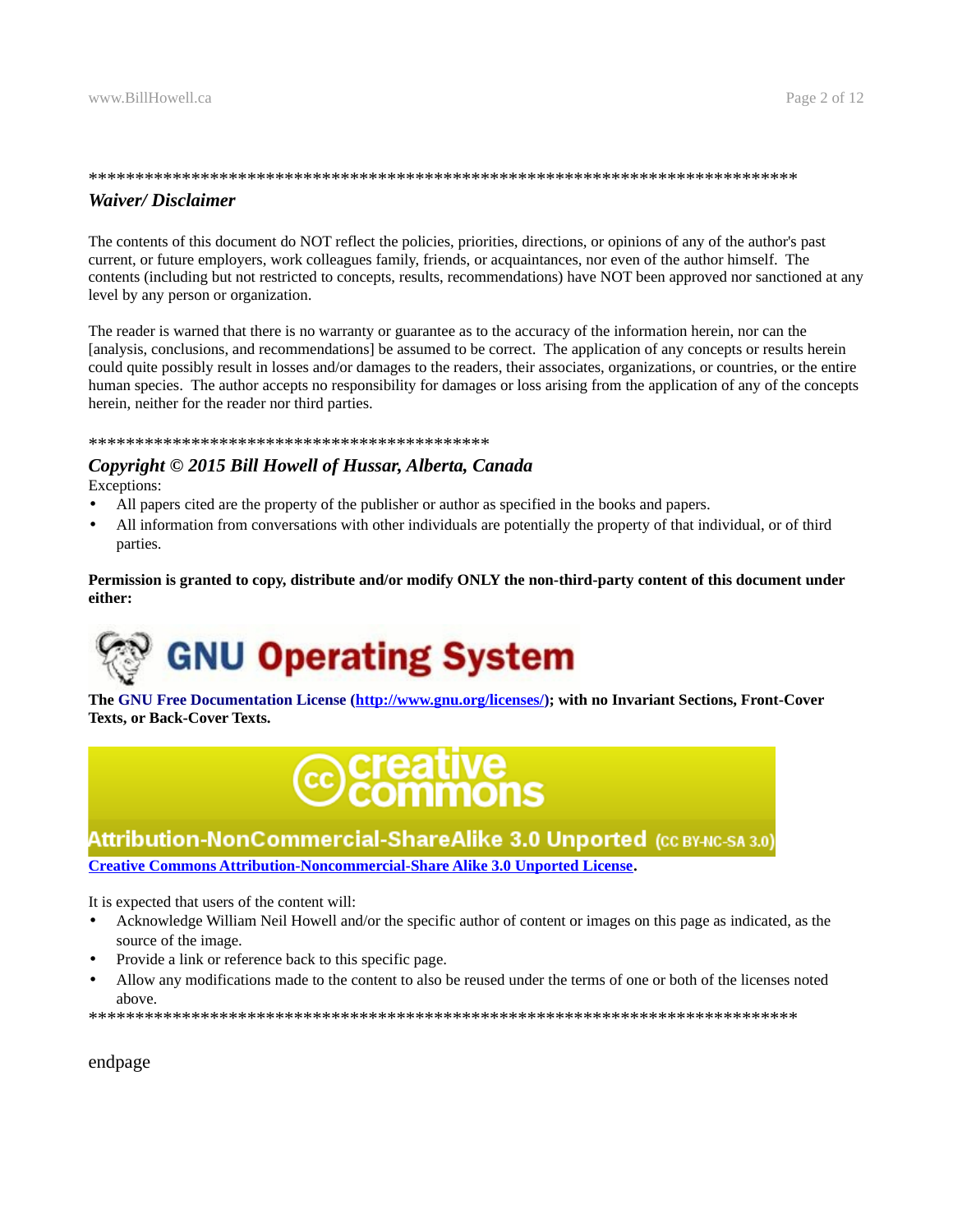*******************************************************************************

### *Waiver/ Disclaimer*

The contents of this document do NOT reflect the policies, priorities, directions, or opinions of any of the author's past current, or future employers, work colleagues family, friends, or acquaintances, nor even of the author himself. The contents (including but not restricted to concepts, results, recommendations) have NOT been approved nor sanctioned at any level by any person or organization.

The reader is warned that there is no warranty or guarantee as to the accuracy of the information herein, nor can the [analysis, conclusions, and recommendations] be assumed to be correct. The application of any concepts or results herein could quite possibly result in losses and/or damages to the readers, their associates, organizations, or countries, or the entire human species. The author accepts no responsibility for damages or loss arising from the application of any of the concepts herein, neither for the reader nor third parties.

*********************************************

### *Copyright © 2015 Bill Howell of Hussar, Alberta, Canada*

Exceptions:

- All papers cited are the property of the publisher or author as specified in the books and papers.
- All information from conversations with other individuals are potentially the property of that individual, or of third parties.

**Permission is granted to copy, distribute and/or modify ONLY the non-third-party content of this document under either:**

GNU Operating System

**The GNU Free Documentation License (http://www.gnu.org/licenses/); with no Invariant Sections, Front-Cover Texts, or Back-Cover Texts.**

creative commons

Attribution-NonCommercial-ShareAlike 3.0 Unported (CC BY-NC-SA 3.0)

**Creative Commons Attribution-Noncommercial-Share Alike 3.0 Unported License.**

It is expected that users of the content will:

- Acknowledge William Neil Howell and/or the specific author of content or images on this page as indicated, as the source of the image.
- Provide a link or reference back to this specific page.
- Allow any modifications made to the content to also be reused under the terms of one or both of the licenses noted above.

*******************************************************************************

endpage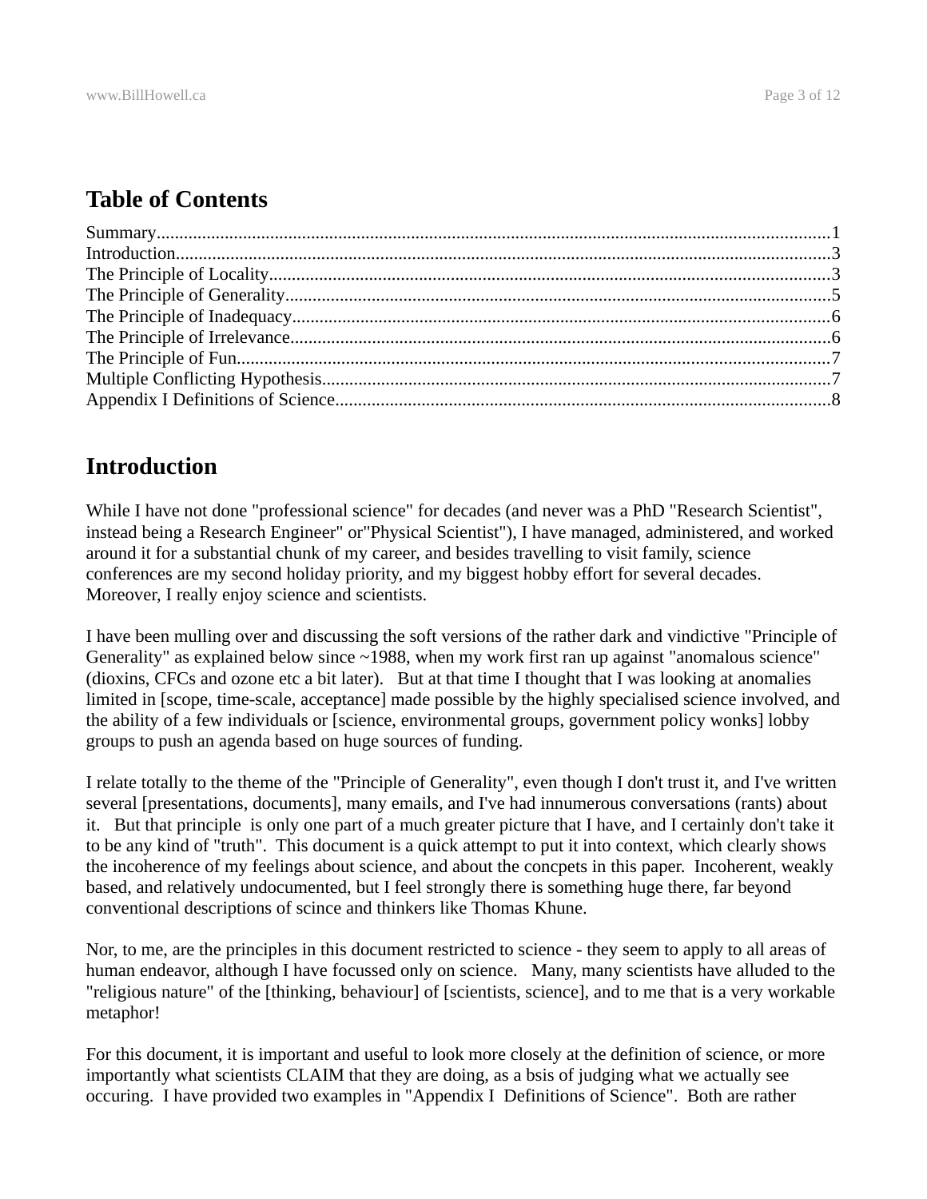## Table of Contents

Summary....................................................................................................................................1
Introduction................................................................................................................................3
The Principle of Locality...........................................................................................................3
The Principle of Generality.......................................................................................................5
The Principle of Inadequacy......................................................................................................6
The Principle of Irrelevance......................................................................................................6
The Principle of Fun.................................................................................................................7
Multiple Conflicting Hypothesis...............................................................................................7
Appendix I Definitions of Science............................................................................................8

## Introduction

While I have not done "professional science" for decades (and never was a PhD "Research Scientist", instead being a Research Engineer" or"Physical Scientist"), I have managed, administered, and worked around it for a substantial chunk of my career, and besides travelling to visit family, science conferences are my second holiday priority, and my biggest hobby effort for several decades. Moreover, I really enjoy science and scientists.

I have been mulling over and discussing the soft versions of the rather dark and vindictive "Principle of Generality" as explained below since ~1988, when my work first ran up against "anomalous science" (dioxins, CFCs and ozone etc a bit later). But at that time I thought that I was looking at anomalies limited in [scope, time-scale, acceptance] made possible by the highly specialised science involved, and the ability of a few individuals or [science, environmental groups, government policy wonks] lobby groups to push an agenda based on huge sources of funding.

I relate totally to the theme of the "Principle of Generality", even though I don't trust it, and I've written several [presentations, documents], many emails, and I've had innumerous conversations (rants) about it. But that principle is only one part of a much greater picture that I have, and I certainly don't take it to be any kind of "truth". This document is a quick attempt to put it into context, which clearly shows the incoherence of my feelings about science, and about the concpets in this paper. Incoherent, weakly based, and relatively undocumented, but I feel strongly there is something huge there, far beyond conventional descriptions of scince and thinkers like Thomas Khune.

Nor, to me, are the principles in this document restricted to science - they seem to apply to all areas of human endeavor, although I have focussed only on science. Many, many scientists have alluded to the "religious nature" of the [thinking, behaviour] of [scientists, science], and to me that is a very workable metaphor!

For this document, it is important and useful to look more closely at the definition of science, or more importantly what scientists CLAIM that they are doing, as a bsis of judging what we actually see occuring. I have provided two examples in "Appendix I Definitions of Science". Both are rather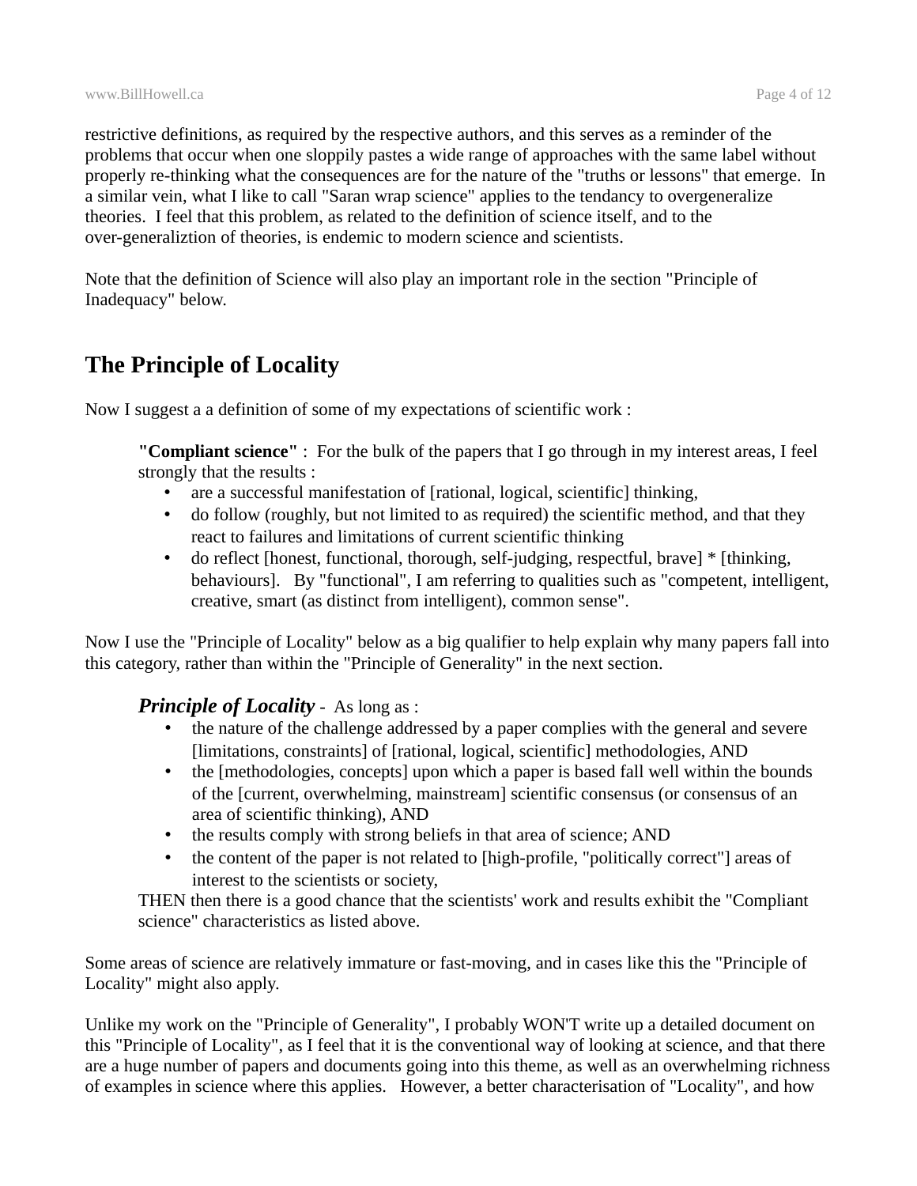restrictive definitions, as required by the respective authors, and this serves as a reminder of the problems that occur when one sloppily pastes a wide range of approaches with the same label without properly re-thinking what the consequences are for the nature of the "truths or lessons" that emerge. In a similar vein, what I like to call "Saran wrap science" applies to the tendancy to overgeneralize theories. I feel that this problem, as related to the definition of science itself, and to the over-generaliztion of theories, is endemic to modern science and scientists.

Note that the definition of Science will also play an important role in the section "Principle of Inadequacy" below.

## The Principle of Locality

Now I suggest a a definition of some of my expectations of scientific work :

> **"Compliant science"** : For the bulk of the papers that I go through in my interest areas, I feel strongly that the results :
> - are a successful manifestation of [rational, logical, scientific] thinking,
> - do follow (roughly, but not limited to as required) the scientific method, and that they react to failures and limitations of current scientific thinking
> - do reflect [honest, functional, thorough, self-judging, respectful, brave] * [thinking, behaviours]. By "functional", I am referring to qualities such as "competent, intelligent, creative, smart (as distinct from intelligent), common sense".

Now I use the "Principle of Locality" below as a big qualifier to help explain why many papers fall into this category, rather than within the "Principle of Generality" in the next section.

> ***Principle of Locality*** - As long as :
> - the nature of the challenge addressed by a paper complies with the general and severe [limitations, constraints] of [rational, logical, scientific] methodologies, AND
> - the [methodologies, concepts] upon which a paper is based fall well within the bounds of the [current, overwhelming, mainstream] scientific consensus (or consensus of an area of scientific thinking), AND
> - the results comply with strong beliefs in that area of science; AND
> - the content of the paper is not related to [high-profile, "politically correct"] areas of interest to the scientists or society,
>
> THEN then there is a good chance that the scientists' work and results exhibit the "Compliant science" characteristics as listed above.

Some areas of science are relatively immature or fast-moving, and in cases like this the "Principle of Locality" might also apply.

Unlike my work on the "Principle of Generality", I probably WON'T write up a detailed document on this "Principle of Locality", as I feel that it is the conventional way of looking at science, and that there are a huge number of papers and documents going into this theme, as well as an overwhelming richness of examples in science where this applies. However, a better characterisation of "Locality", and how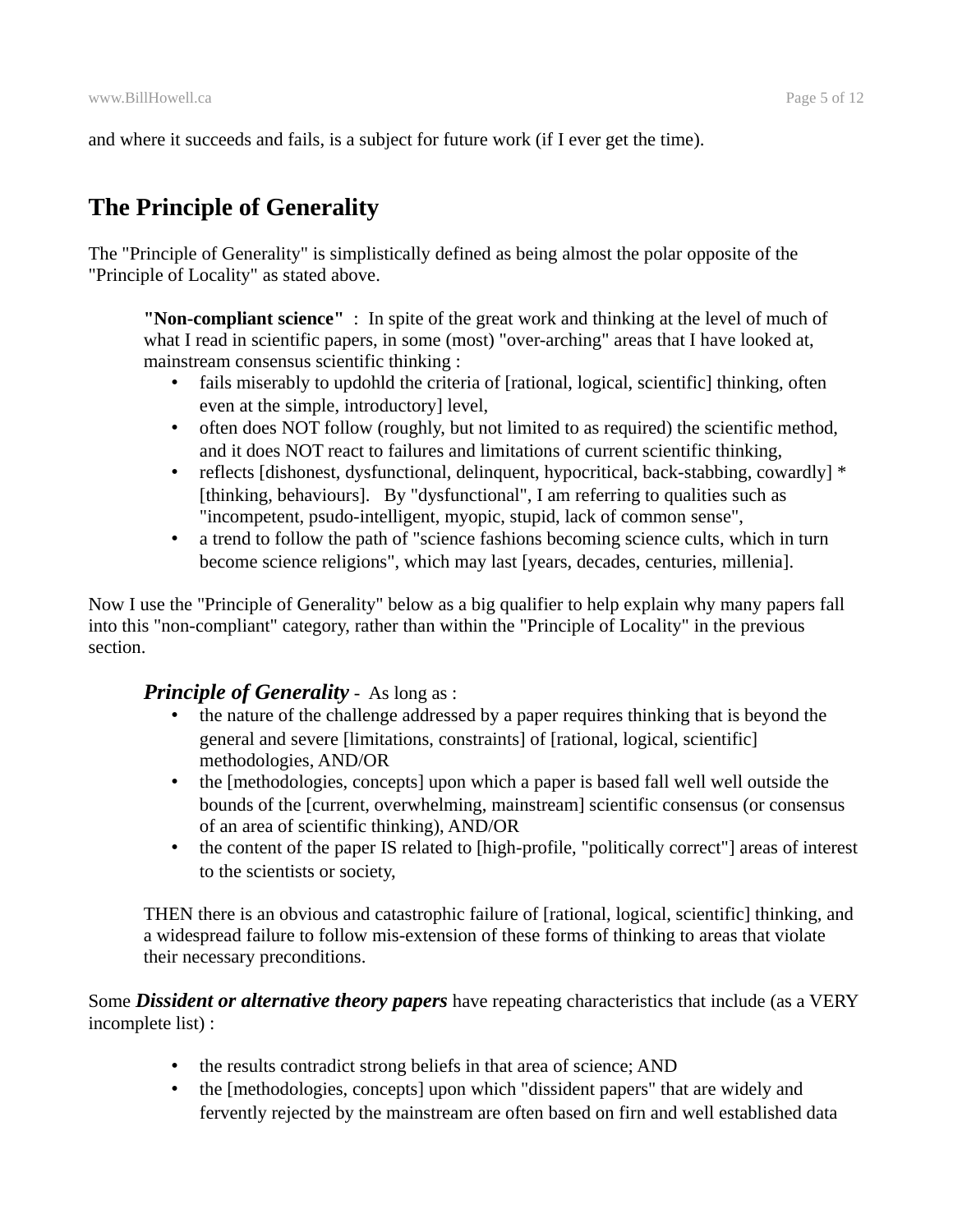and where it succeeds and fails, is a subject for future work (if I ever get the time).

## The Principle of Generality

The "Principle of Generality" is simplistically defined as being almost the polar opposite of the "Principle of Locality" as stated above.

> **"Non-compliant science"** : In spite of the great work and thinking at the level of much of what I read in scientific papers, in some (most) "over-arching" areas that I have looked at, mainstream consensus scientific thinking :
> - fails miserably to updohld the criteria of [rational, logical, scientific] thinking, often even at the simple, introductory] level,
> - often does NOT follow (roughly, but not limited to as required) the scientific method, and it does NOT react to failures and limitations of current scientific thinking,
> - reflects [dishonest, dysfunctional, delinquent, hypocritical, back-stabbing, cowardly] * [thinking, behaviours]. By "dysfunctional", I am referring to qualities such as "incompetent, psudo-intelligent, myopic, stupid, lack of common sense",
> - a trend to follow the path of "science fashions becoming science cults, which in turn become science religions", which may last [years, decades, centuries, millenia].

Now I use the "Principle of Generality" below as a big qualifier to help explain why many papers fall into this "non-compliant" category, rather than within the "Principle of Locality" in the previous section.

> ***Principle of Generality*** - As long as :
> - the nature of the challenge addressed by a paper requires thinking that is beyond the general and severe [limitations, constraints] of [rational, logical, scientific] methodologies, AND/OR
> - the [methodologies, concepts] upon which a paper is based fall well well outside the bounds of the [current, overwhelming, mainstream] scientific consensus (or consensus of an area of scientific thinking), AND/OR
> - the content of the paper IS related to [high-profile, "politically correct"] areas of interest to the scientists or society,
>
> THEN there is an obvious and catastrophic failure of [rational, logical, scientific] thinking, and a widespread failure to follow mis-extension of these forms of thinking to areas that violate their necessary preconditions.

Some ***Dissident or alternative theory papers*** have repeating characteristics that include (as a VERY incomplete list) :

- the results contradict strong beliefs in that area of science; AND
- the [methodologies, concepts] upon which "dissident papers" that are widely and fervently rejected by the mainstream are often based on firn and well established data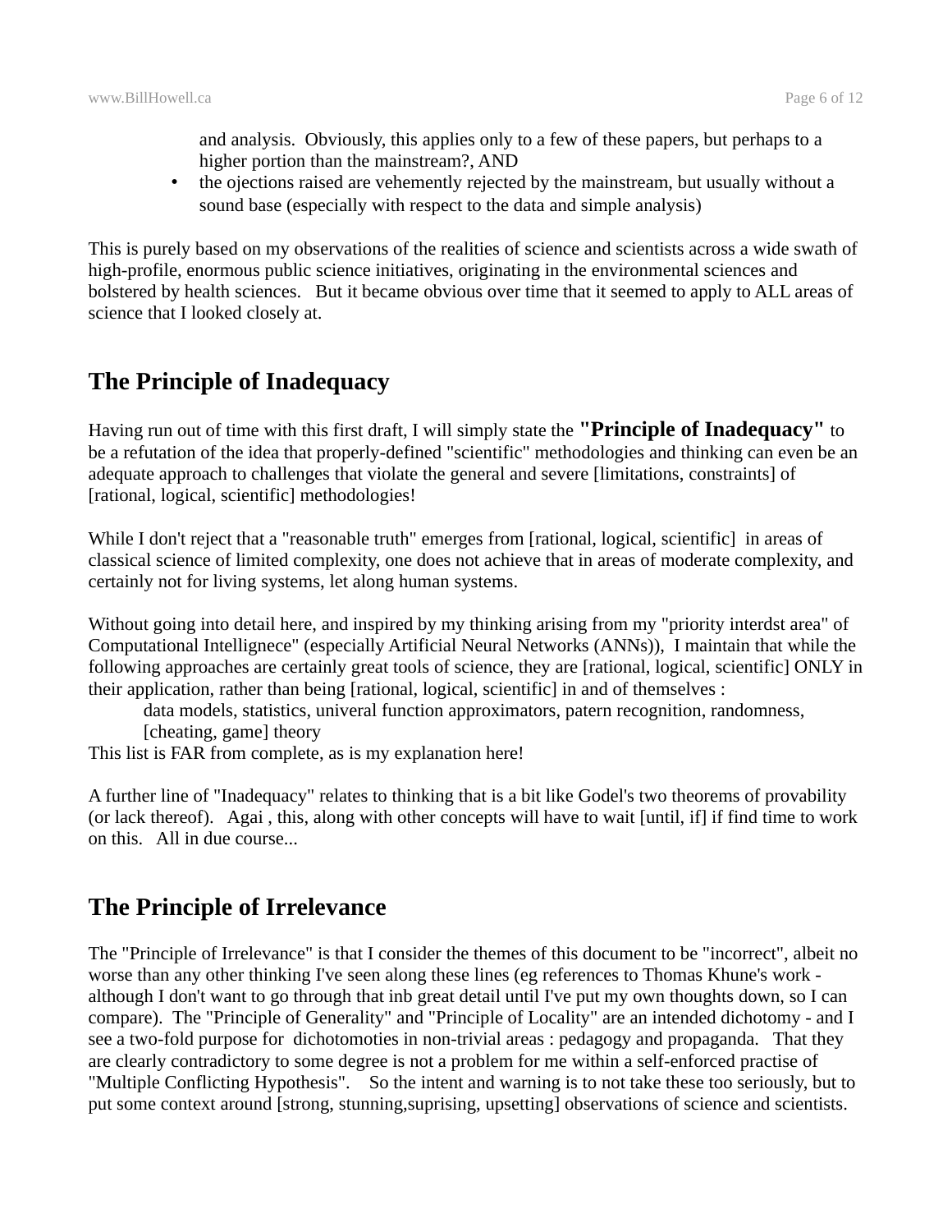and analysis. Obviously, this applies only to a few of these papers, but perhaps to a higher portion than the mainstream?, AND

- the ojections raised are vehemently rejected by the mainstream, but usually without a sound base (especially with respect to the data and simple analysis)

This is purely based on my observations of the realities of science and scientists across a wide swath of high-profile, enormous public science initiatives, originating in the environmental sciences and bolstered by health sciences. But it became obvious over time that it seemed to apply to ALL areas of science that I looked closely at.

## The Principle of Inadequacy

Having run out of time with this first draft, I will simply state the **"Principle of Inadequacy"** to be a refutation of the idea that properly-defined "scientific" methodologies and thinking can even be an adequate approach to challenges that violate the general and severe [limitations, constraints] of [rational, logical, scientific] methodologies!

While I don't reject that a "reasonable truth" emerges from [rational, logical, scientific] in areas of classical science of limited complexity, one does not achieve that in areas of moderate complexity, and certainly not for living systems, let along human systems.

Without going into detail here, and inspired by my thinking arising from my "priority interdst area" of Computational Intellignece" (especially Artificial Neural Networks (ANNs)), I maintain that while the following approaches are certainly great tools of science, they are [rational, logical, scientific] ONLY in their application, rather than being [rational, logical, scientific] in and of themselves :

> data models, statistics, univeral function approximators, patern recognition, randomness, [cheating, game] theory

This list is FAR from complete, as is my explanation here!

A further line of "Inadequacy" relates to thinking that is a bit like Godel's two theorems of provability (or lack thereof). Agai , this, along with other concepts will have to wait [until, if] if find time to work on this. All in due course...

## The Principle of Irrelevance

The "Principle of Irrelevance" is that I consider the themes of this document to be "incorrect", albeit no worse than any other thinking I've seen along these lines (eg references to Thomas Khune's work - although I don't want to go through that inb great detail until I've put my own thoughts down, so I can compare). The "Principle of Generality" and "Principle of Locality" are an intended dichotomy - and I see a two-fold purpose for dichotomoties in non-trivial areas : pedagogy and propaganda. That they are clearly contradictory to some degree is not a problem for me within a self-enforced practise of "Multiple Conflicting Hypothesis". So the intent and warning is to not take these too seriously, but to put some context around [strong, stunning,suprising, upsetting] observations of science and scientists.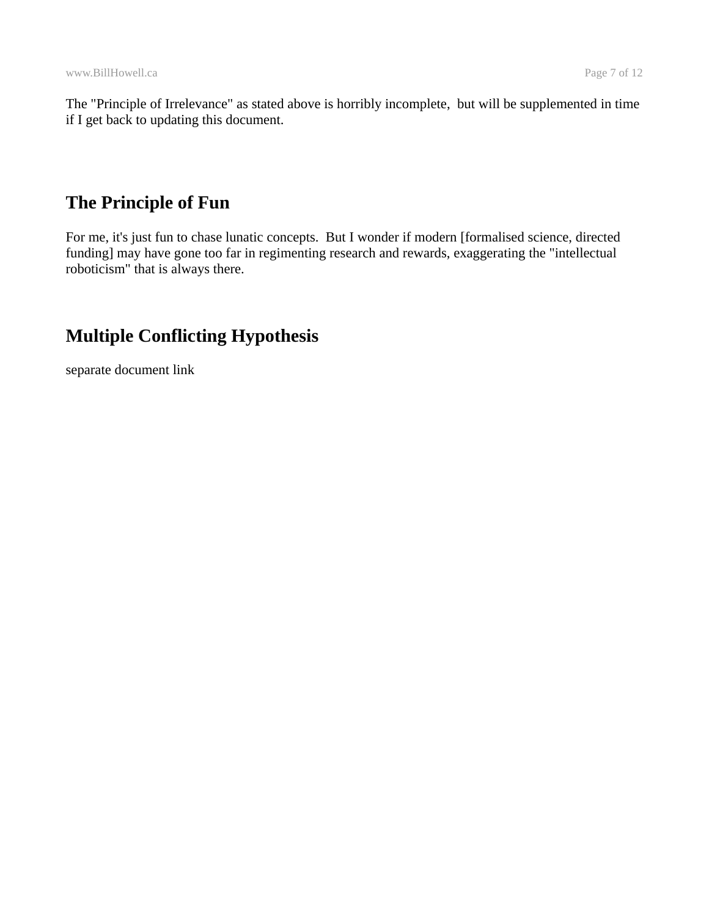The "Principle of Irrelevance" as stated above is horribly incomplete, but will be supplemented in time if I get back to updating this document.

## The Principle of Fun

For me, it's just fun to chase lunatic concepts. But I wonder if modern [formalised science, directed funding] may have gone too far in regimenting research and rewards, exaggerating the "intellectual roboticism" that is always there.

## Multiple Conflicting Hypothesis

separate document link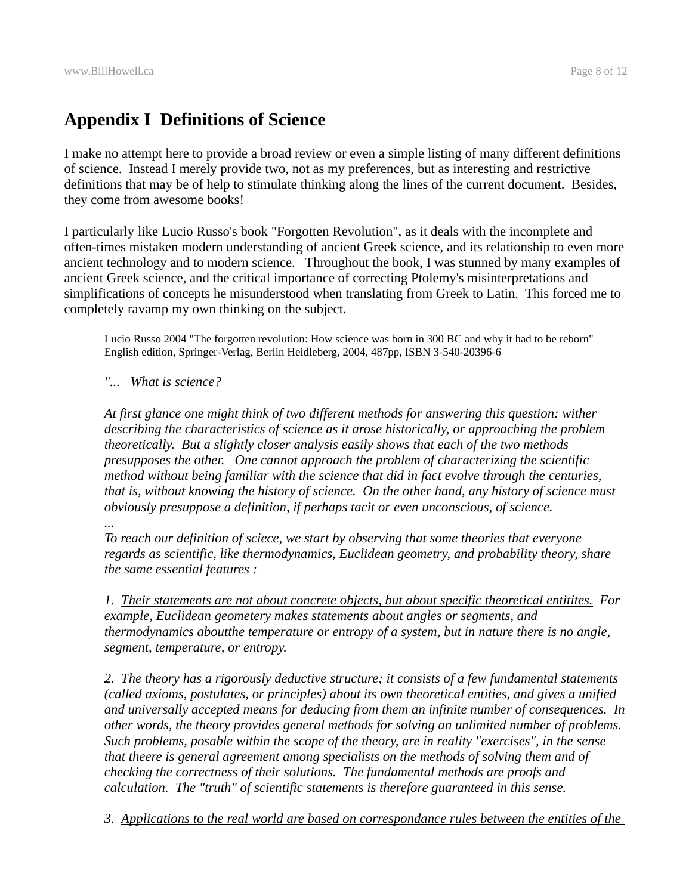# Appendix I  Definitions of Science

I make no attempt here to provide a broad review or even a simple listing of many different definitions of science.  Instead I merely provide two, not as my preferences, but as interesting and restrictive definitions that may be of help to stimulate thinking along the lines of the current document.  Besides, they come from awesome books!

I particularly like Lucio Russo's book "Forgotten Revolution", as it deals with the incomplete and often-times mistaken modern understanding of ancient Greek science, and its relationship to even more ancient technology and to modern science.   Throughout the book, I was stunned by many examples of ancient Greek science, and the critical importance of correcting Ptolemy's misinterpretations and simplifications of concepts he misunderstood when translating from Greek to Latin.  This forced me to completely ravamp my own thinking on the subject.

> Lucio Russo 2004 "The forgotten revolution: How science was born in 300 BC and why it had to be reborn" English edition, Springer-Verlag, Berlin Heidleberg, 2004, 487pp, ISBN 3-540-20396-6
>
> *"...   What is science?*
>
> *At first glance one might think of two different methods for answering this question: wither describing the characteristics of science as it arose historically, or approaching the problem theoretically.  But a slightly closer analysis easily shows that each of the two methods presupposes the other.   One cannot approach the problem of characterizing the scientific method without being familiar with the science that did in fact evolve through the centuries, that is, without knowing the history of science.  On the other hand, any history of science must obviously presuppose a definition, if perhaps tacit or even unconscious, of science.*
> *...*
> *To reach our definition of sciece, we start by observing that some theories that everyone regards as scientific, like thermodynamics, Euclidean geometry, and probability theory, share the same essential features :*
>
> *1.  <u>Their statements are not about concrete objects, but about specific theoretical entitites.</u>  For example, Euclidean geometery makes statements about angles or segments, and thermodynamics aboutthe temperature or entropy of a system, but in nature there is no angle, segment, temperature, or entropy.*
>
> *2.  <u>The theory has a rigorously deductive structure</u>; it consists of a few fundamental statements (called axioms, postulates, or principles) about its own theoretical entities, and gives a unified and universally accepted means for deducing from them an infinite number of consequences.  In other words, the theory provides general methods for solving an unlimited number of problems. Such problems, posable within the scope of the theory, are in reality "exercises", in the sense that theere is general agreement among specialists on the methods of solving them and of checking the correctness of their solutions.  The fundamental methods are proofs and calculation.  The "truth" of scientific statements is therefore guaranteed in this sense.*
>
> *3.  <u>Applications to the real world are based on correspondance rules between the entities of the</u>*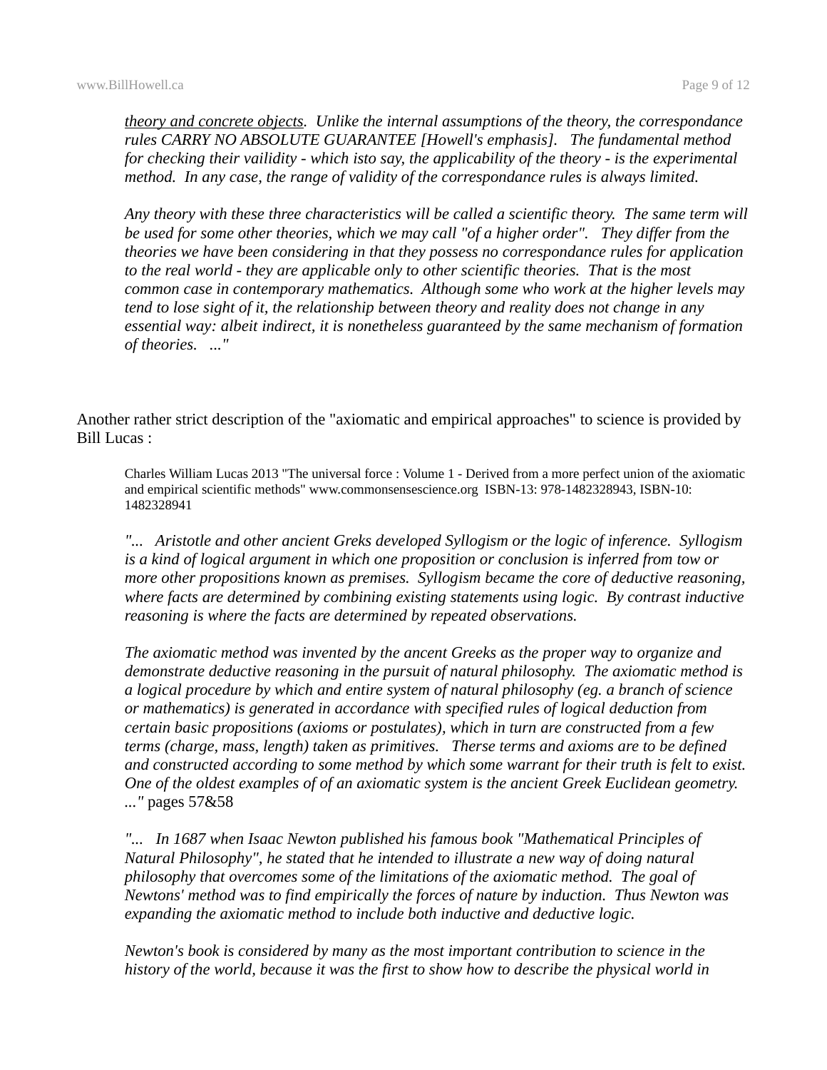*<u>theory and concrete objects</u>. Unlike the internal assumptions of the theory, the correspondance rules CARRY NO ABSOLUTE GUARANTEE [Howell's emphasis]. The fundamental method for checking their vailidity - which isto say, the applicability of the theory - is the experimental method. In any case, the range of validity of the correspondance rules is always limited.*

*Any theory with these three characteristics will be called a scientific theory. The same term will be used for some other theories, which we may call "of a higher order". They differ from the theories we have been considering in that they possess no correspondance rules for application to the real world - they are applicable only to other scientific theories. That is the most common case in contemporary mathematics. Although some who work at the higher levels may tend to lose sight of it, the relationship between theory and reality does not change in any essential way: albeit indirect, it is nonetheless guaranteed by the same mechanism of formation of theories. ..."*

Another rather strict description of the "axiomatic and empirical approaches" to science is provided by Bill Lucas :

> Charles William Lucas 2013 "The universal force : Volume 1 - Derived from a more perfect union of the axiomatic and empirical scientific methods" www.commonsensescience.org ISBN-13: 978-1482328943, ISBN-10: 1482328941

*"... Aristotle and other ancient Greks developed Syllogism or the logic of inference. Syllogism is a kind of logical argument in which one proposition or conclusion is inferred from tow or more other propositions known as premises. Syllogism became the core of deductive reasoning, where facts are determined by combining existing statements using logic. By contrast inductive reasoning is where the facts are determined by repeated observations.*

*The axiomatic method was invented by the ancent Greeks as the proper way to organize and demonstrate deductive reasoning in the pursuit of natural philosophy. The axiomatic method is a logical procedure by which and entire system of natural philosophy (eg. a branch of science or mathematics) is generated in accordance with specified rules of logical deduction from certain basic propositions (axioms or postulates), which in turn are constructed from a few terms (charge, mass, length) taken as primitives. Therse terms and axioms are to be defined and constructed according to some method by which some warrant for their truth is felt to exist. One of the oldest examples of of an axiomatic system is the ancient Greek Euclidean geometry. ..."* pages 57&58

*"... In 1687 when Isaac Newton published his famous book "Mathematical Principles of Natural Philosophy", he stated that he intended to illustrate a new way of doing natural philosophy that overcomes some of the limitations of the axiomatic method. The goal of Newtons' method was to find empirically the forces of nature by induction. Thus Newton was expanding the axiomatic method to include both inductive and deductive logic.*

*Newton's book is considered by many as the most important contribution to science in the history of the world, because it was the first to show how to describe the physical world in*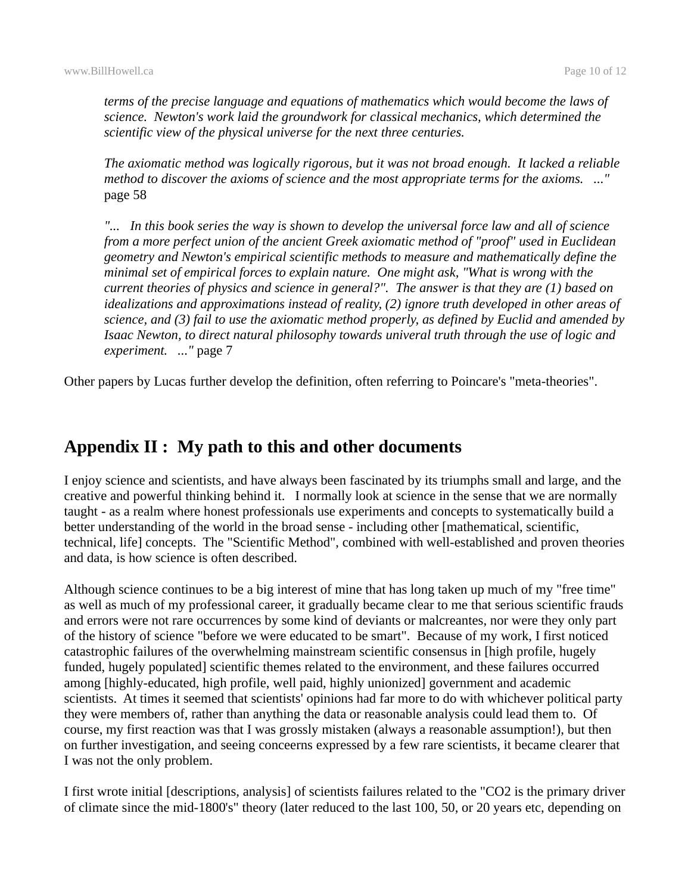*terms of the precise language and equations of mathematics which would become the laws of science. Newton's work laid the groundwork for classical mechanics, which determined the scientific view of the physical universe for the next three centuries.*

*The axiomatic method was logically rigorous, but it was not broad enough. It lacked a reliable method to discover the axioms of science and the most appropriate terms for the axioms. ..."* page 58

*"... In this book series the way is shown to develop the universal force law and all of science from a more perfect union of the ancient Greek axiomatic method of "proof" used in Euclidean geometry and Newton's empirical scientific methods to measure and mathematically define the minimal set of empirical forces to explain nature. One might ask, "What is wrong with the current theories of physics and science in general?". The answer is that they are (1) based on idealizations and approximations instead of reality, (2) ignore truth developed in other areas of science, and (3) fail to use the axiomatic method properly, as defined by Euclid and amended by Isaac Newton, to direct natural philosophy towards univeral truth through the use of logic and experiment. ..."* page 7

Other papers by Lucas further develop the definition, often referring to Poincare's "meta-theories".

## Appendix II : My path to this and other documents

I enjoy science and scientists, and have always been fascinated by its triumphs small and large, and the creative and powerful thinking behind it. I normally look at science in the sense that we are normally taught - as a realm where honest professionals use experiments and concepts to systematically build a better understanding of the world in the broad sense - including other [mathematical, scientific, technical, life] concepts. The "Scientific Method", combined with well-established and proven theories and data, is how science is often described.

Although science continues to be a big interest of mine that has long taken up much of my "free time" as well as much of my professional career, it gradually became clear to me that serious scientific frauds and errors were not rare occurrences by some kind of deviants or malcreantes, nor were they only part of the history of science "before we were educated to be smart". Because of my work, I first noticed catastrophic failures of the overwhelming mainstream scientific consensus in [high profile, hugely funded, hugely populated] scientific themes related to the environment, and these failures occurred among [highly-educated, high profile, well paid, highly unionized] government and academic scientists. At times it seemed that scientists' opinions had far more to do with whichever political party they were members of, rather than anything the data or reasonable analysis could lead them to. Of course, my first reaction was that I was grossly mistaken (always a reasonable assumption!), but then on further investigation, and seeing conceerns expressed by a few rare scientists, it became clearer that I was not the only problem.

I first wrote initial [descriptions, analysis] of scientists failures related to the "$CO_2$ is the primary driver of climate since the mid-1800's" theory (later reduced to the last 100, 50, or 20 years etc, depending on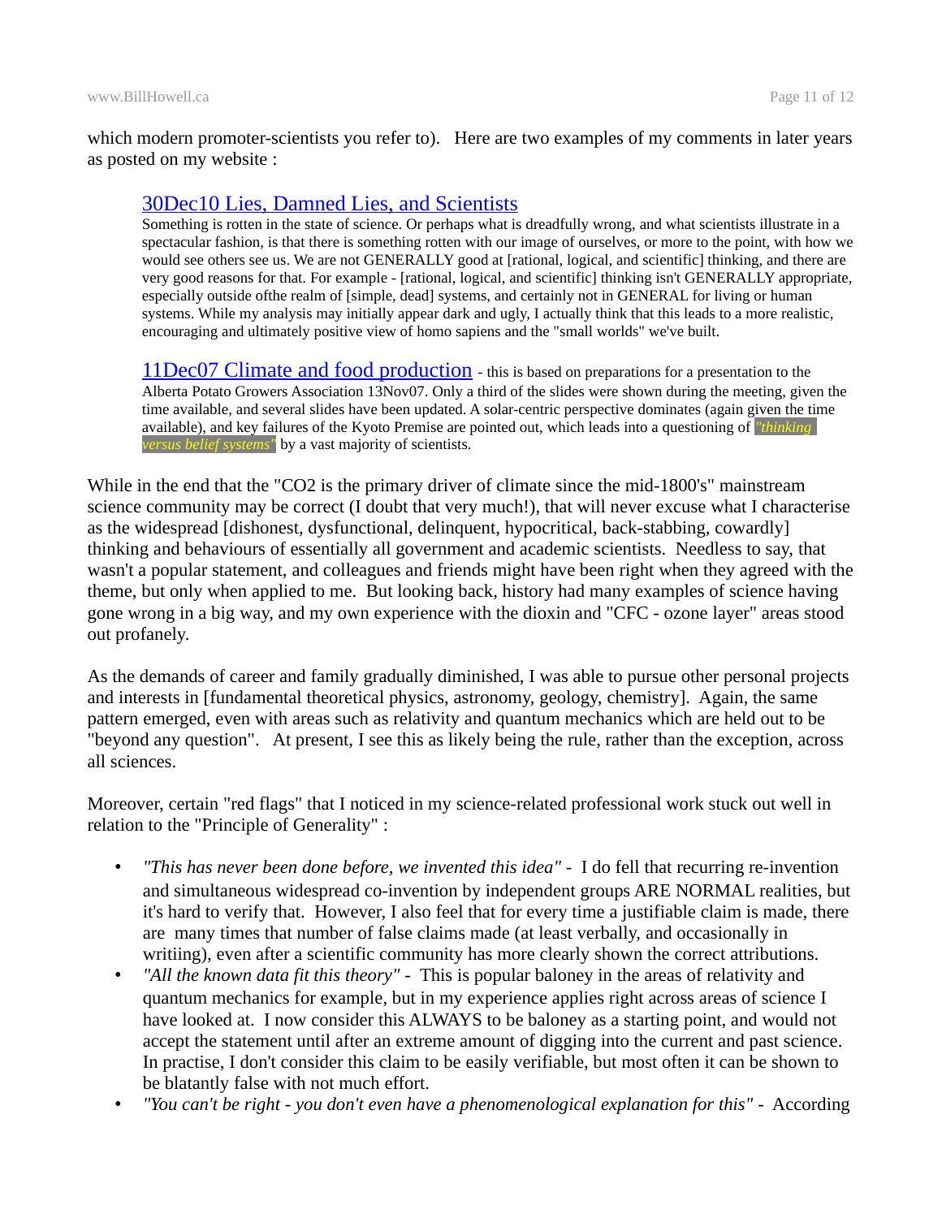which modern promoter-scientists you refer to). Here are two examples of my comments in later years as posted on my website :

> [30Dec10 Lies, Damned Lies, and Scientists]
> Something is rotten in the state of science. Or perhaps what is dreadfully wrong, and what scientists illustrate in a spectacular fashion, is that there is something rotten with our image of ourselves, or more to the point, with how we would see others see us. We are not GENERALLY good at [rational, logical, and scientific] thinking, and there are very good reasons for that. For example - [rational, logical, and scientific] thinking isn't GENERALLY appropriate, especially outside ofthe realm of [simple, dead] systems, and certainly not in GENERAL for living or human systems. While my analysis may initially appear dark and ugly, I actually think that this leads to a more realistic, encouraging and ultimately positive view of homo sapiens and the "small worlds" we've built.
>
> [11Dec07 Climate and food production] - this is based on preparations for a presentation to the Alberta Potato Growers Association 13Nov07. Only a third of the slides were shown during the meeting, given the time available, and several slides have been updated. A solar-centric perspective dominates (again given the time available), and key failures of the Kyoto Premise are pointed out, which leads into a questioning of *"thinking versus belief systems"* by a vast majority of scientists.

While in the end that the "$CO_2$ is the primary driver of climate since the mid-1800's" mainstream science community may be correct (I doubt that very much!), that will never excuse what I characterise as the widespread [dishonest, dysfunctional, delinquent, hypocritical, back-stabbing, cowardly] thinking and behaviours of essentially all government and academic scientists. Needless to say, that wasn't a popular statement, and colleagues and friends might have been right when they agreed with the theme, but only when applied to me. But looking back, history had many examples of science having gone wrong in a big way, and my own experience with the dioxin and "CFC - ozone layer" areas stood out profanely.

As the demands of career and family gradually diminished, I was able to pursue other personal projects and interests in [fundamental theoretical physics, astronomy, geology, chemistry]. Again, the same pattern emerged, even with areas such as relativity and quantum mechanics which are held out to be "beyond any question". At present, I see this as likely being the rule, rather than the exception, across all sciences.

Moreover, certain "red flags" that I noticed in my science-related professional work stuck out well in relation to the "Principle of Generality" :

- *"This has never been done before, we invented this idea"* - I do fell that recurring re-invention and simultaneous widespread co-invention by independent groups ARE NORMAL realities, but it's hard to verify that. However, I also feel that for every time a justifiable claim is made, there are many times that number of false claims made (at least verbally, and occasionally in writiing), even after a scientific community has more clearly shown the correct attributions.
- *"All the known data fit this theory"* - This is popular baloney in the areas of relativity and quantum mechanics for example, but in my experience applies right across areas of science I have looked at. I now consider this ALWAYS to be baloney as a starting point, and would not accept the statement until after an extreme amount of digging into the current and past science. In practise, I don't consider this claim to be easily verifiable, but most often it can be shown to be blatantly false with not much effort.
- *"You can't be right - you don't even have a phenomenological explanation for this"* - According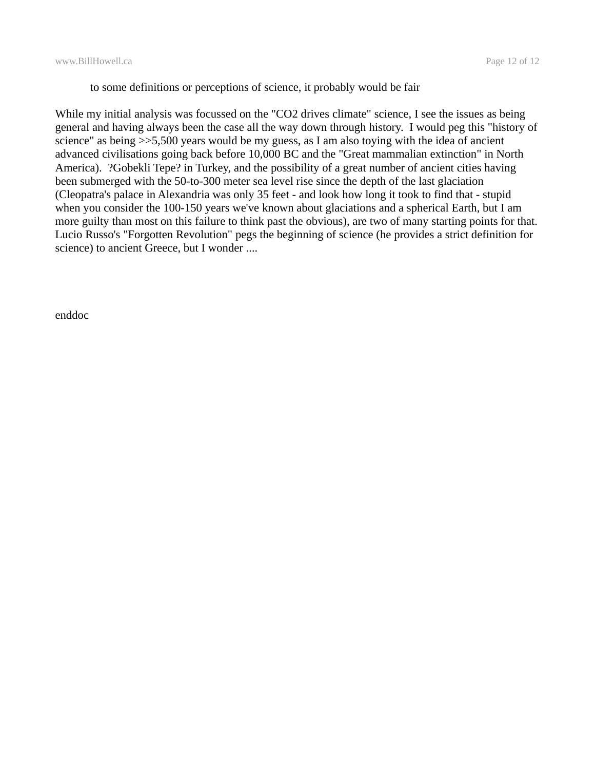to some definitions or perceptions of science, it probably would be fair

While my initial analysis was focussed on the "CO2 drives climate" science, I see the issues as being general and having always been the case all the way down through history. I would peg this "history of science" as being >>5,500 years would be my guess, as I am also toying with the idea of ancient advanced civilisations going back before 10,000 BC and the "Great mammalian extinction" in North America). ?Gobekli Tepe? in Turkey, and the possibility of a great number of ancient cities having been submerged with the 50-to-300 meter sea level rise since the depth of the last glaciation (Cleopatra's palace in Alexandria was only 35 feet - and look how long it took to find that - stupid when you consider the 100-150 years we've known about glaciations and a spherical Earth, but I am more guilty than most on this failure to think past the obvious), are two of many starting points for that. Lucio Russo's "Forgotten Revolution" pegs the beginning of science (he provides a strict definition for science) to ancient Greece, but I wonder ....

enddoc